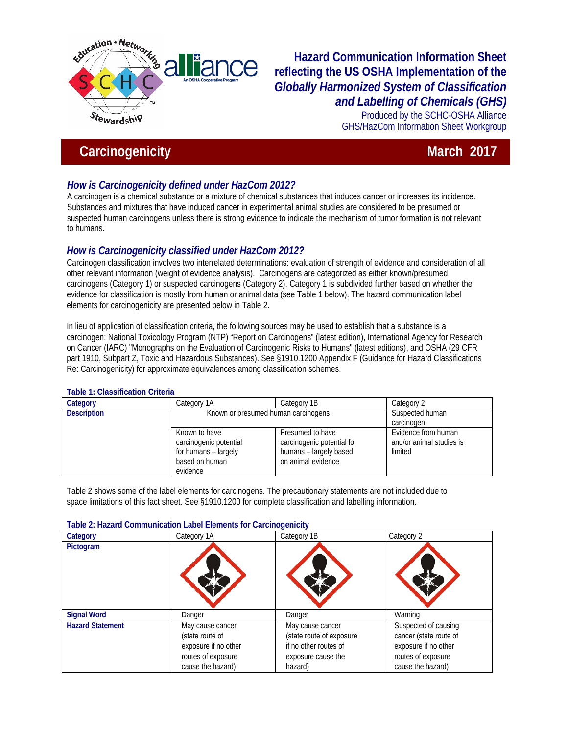# Hazard Communication Information Sheet reflecting the US OSHA Implementation of the *Globally Harmonized System of Classification and Labelling of Chemicals (GHS)*

Produced by the SCHC-OSHA Alliance
GHS/HazCom Information Sheet Workgroup

## Carcinogenicity — March 2017

### *How is Carcinogenicity defined under HazCom 2012?*

A carcinogen is a chemical substance or a mixture of chemical substances that induces cancer or increases its incidence. Substances and mixtures that have induced cancer in experimental animal studies are considered to be presumed or suspected human carcinogens unless there is strong evidence to indicate the mechanism of tumor formation is not relevant to humans.

### *How is Carcinogenicity classified under HazCom 2012?*

Carcinogen classification involves two interrelated determinations: evaluation of strength of evidence and consideration of all other relevant information (weight of evidence analysis). Carcinogens are categorized as either known/presumed carcinogens (Category 1) or suspected carcinogens (Category 2). Category 1 is subdivided further based on whether the evidence for classification is mostly from human or animal data (see Table 1 below). The hazard communication label elements for carcinogenicity are presented below in Table 2.

In lieu of application of classification criteria, the following sources may be used to establish that a substance is a carcinogen: National Toxicology Program (NTP) "Report on Carcinogens" (latest edition), International Agency for Research on Cancer (IARC) "Monographs on the Evaluation of Carcinogenic Risks to Humans" (latest editions), and OSHA (29 CFR part 1910, Subpart Z, Toxic and Hazardous Substances). See §1910.1200 Appendix F (Guidance for Hazard Classifications Re: Carcinogenicity) for approximate equivalences among classification schemes.

**Table 1: Classification Criteria**

| **Category** | Category 1A | Category 1B | Category 2 |
|---|---|---|---|
| **Description** | Known or presumed human carcinogens | | Suspected human carcinogen |
| | Known to have carcinogenic potential for humans – largely based on human evidence | Presumed to have carcinogenic potential for humans – largely based on animal evidence | Evidence from human and/or animal studies is limited |

Table 2 shows some of the label elements for carcinogens. The precautionary statements are not included due to space limitations of this fact sheet. See §1910.1200 for complete classification and labelling information.

**Table 2: Hazard Communication Label Elements for Carcinogenicity**

| **Category** | Category 1A | Category 1B | Category 2 |
|---|---|---|---|
| **Pictogram** | | | |
| **Signal Word** | Danger | Danger | Warning |
| **Hazard Statement** | May cause cancer (state route of exposure if no other routes of exposure cause the hazard) | May cause cancer (state route of exposure if no other routes of exposure cause the hazard) | Suspected of causing cancer (state route of exposure if no other routes of exposure cause the hazard) |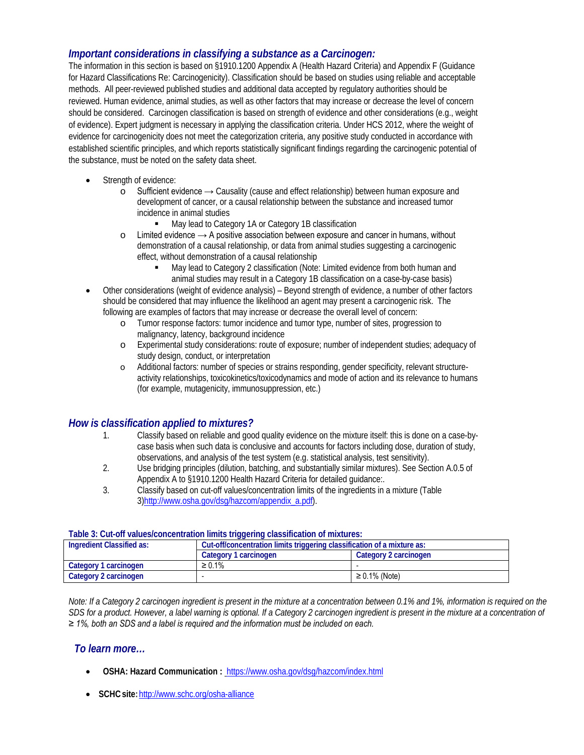## *Important considerations in classifying a substance as a Carcinogen:*

The information in this section is based on §1910.1200 Appendix A (Health Hazard Criteria) and Appendix F (Guidance for Hazard Classifications Re: Carcinogenicity). Classification should be based on studies using reliable and acceptable methods. All peer-reviewed published studies and additional data accepted by regulatory authorities should be reviewed. Human evidence, animal studies, as well as other factors that may increase or decrease the level of concern should be considered. Carcinogen classification is based on strength of evidence and other considerations (e.g., weight of evidence). Expert judgment is necessary in applying the classification criteria. Under HCS 2012, where the weight of evidence for carcinogenicity does not meet the categorization criteria, any positive study conducted in accordance with established scientific principles, and which reports statistically significant findings regarding the carcinogenic potential of the substance, must be noted on the safety data sheet.

- Strength of evidence:
  - Sufficient evidence → Causality (cause and effect relationship) between human exposure and development of cancer, or a causal relationship between the substance and increased tumor incidence in animal studies
    - May lead to Category 1A or Category 1B classification
  - Limited evidence → A positive association between exposure and cancer in humans, without demonstration of a causal relationship, or data from animal studies suggesting a carcinogenic effect, without demonstration of a causal relationship
    - May lead to Category 2 classification (Note: Limited evidence from both human and animal studies may result in a Category 1B classification on a case-by-case basis)
- Other considerations (weight of evidence analysis) – Beyond strength of evidence, a number of other factors should be considered that may influence the likelihood an agent may present a carcinogenic risk. The following are examples of factors that may increase or decrease the overall level of concern:
  - Tumor response factors: tumor incidence and tumor type, number of sites, progression to malignancy, latency, background incidence
  - Experimental study considerations: route of exposure; number of independent studies; adequacy of study design, conduct, or interpretation
  - Additional factors: number of species or strains responding, gender specificity, relevant structure-activity relationships, toxicokinetics/toxicodynamics and mode of action and its relevance to humans (for example, mutagenicity, immunosuppression, etc.)

## *How is classification applied to mixtures?*

1. Classify based on reliable and good quality evidence on the mixture itself: this is done on a case-by-case basis when such data is conclusive and accounts for factors including dose, duration of study, observations, and analysis of the test system (e.g. statistical analysis, test sensitivity).
2. Use bridging principles (dilution, batching, and substantially similar mixtures). See Section A.0.5 of Appendix A to §1910.1200 Health Hazard Criteria for detailed guidance:.
3. Classify based on cut-off values/concentration limits of the ingredients in a mixture (Table 3)http://www.osha.gov/dsg/hazcom/appendix_a.pdf).

**Table 3: Cut-off values/concentration limits triggering classification of mixtures:**

| Ingredient Classified as: | Cut-off/concentration limits triggering classification of a mixture as: | |
|---|---|---|
| | **Category 1 carcinogen** | **Category 2 carcinogen** |
| **Category 1 carcinogen** | ≥ 0.1% | - |
| **Category 2 carcinogen** | - | ≥ 0.1% (Note) |

*Note: If a Category 2 carcinogen ingredient is present in the mixture at a concentration between 0.1% and 1%, information is required on the SDS for a product. However, a label warning is optional. If a Category 2 carcinogen ingredient is present in the mixture at a concentration of ≥ 1%, both an SDS and a label is required and the information must be included on each.*

## *To learn more…*

- **OSHA: Hazard Communication :** https://www.osha.gov/dsg/hazcom/index.html
- **SCHC site:** http://www.schc.org/osha-alliance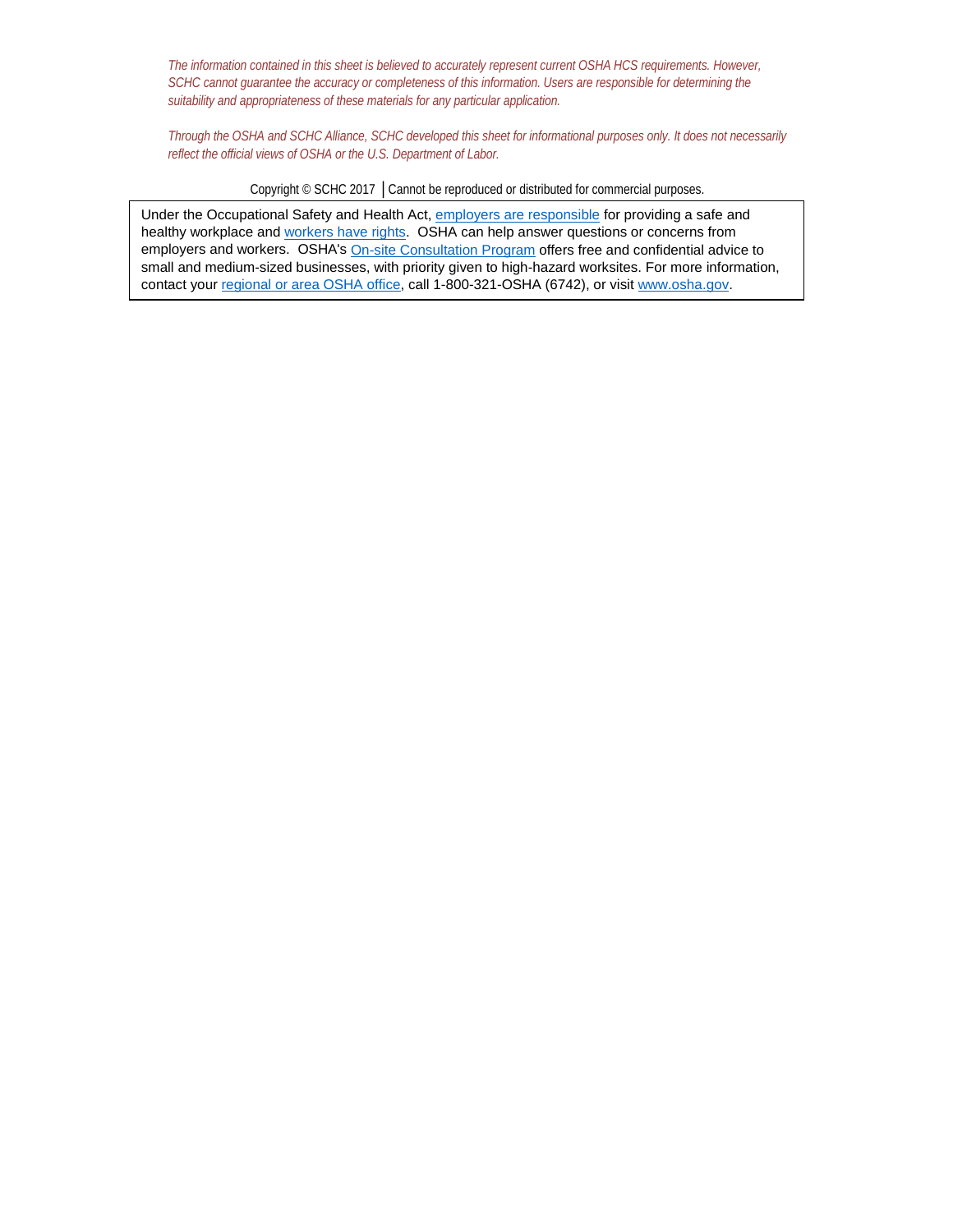*The information contained in this sheet is believed to accurately represent current OSHA HCS requirements. However, SCHC cannot guarantee the accuracy or completeness of this information. Users are responsible for determining the suitability and appropriateness of these materials for any particular application.*

*Through the OSHA and SCHC Alliance, SCHC developed this sheet for informational purposes only. It does not necessarily reflect the official views of OSHA or the U.S. Department of Labor.*

Copyright © SCHC 2017 | Cannot be reproduced or distributed for commercial purposes.

Under the Occupational Safety and Health Act, employers are responsible for providing a safe and healthy workplace and workers have rights. OSHA can help answer questions or concerns from employers and workers. OSHA's On-site Consultation Program offers free and confidential advice to small and medium-sized businesses, with priority given to high-hazard worksites. For more information, contact your regional or area OSHA office, call 1-800-321-OSHA (6742), or visit www.osha.gov.